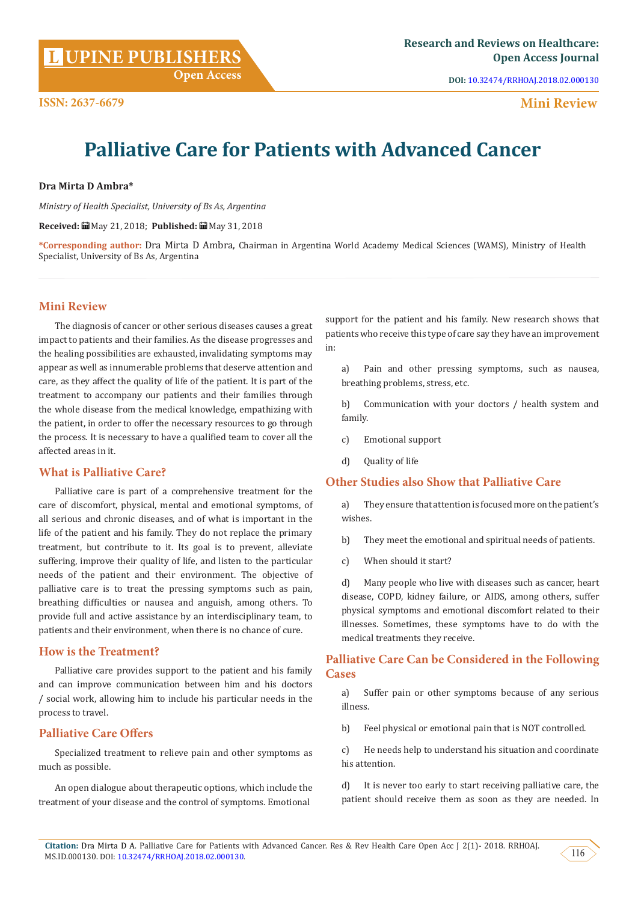# Palliative Care for Patients with Advanced Cancer

**Dra Mirta D Ambra***

*Ministry of Health Specialist, University of Bs As, Argentina*

**Received:** May 21, 2018; **Published:** May 31, 2018

**\*Corresponding author:** Dra Mirta D Ambra, Chairman in Argentina World Academy Medical Sciences (WAMS), Ministry of Health Specialist, University of Bs As, Argentina

## Mini Review

The diagnosis of cancer or other serious diseases causes a great impact to patients and their families. As the disease progresses and the healing possibilities are exhausted, invalidating symptoms may appear as well as innumerable problems that deserve attention and care, as they affect the quality of life of the patient. It is part of the treatment to accompany our patients and their families through the whole disease from the medical knowledge, empathizing with the patient, in order to offer the necessary resources to go through the process. It is necessary to have a qualified team to cover all the affected areas in it.

## What is Palliative Care?

Palliative care is part of a comprehensive treatment for the care of discomfort, physical, mental and emotional symptoms, of all serious and chronic diseases, and of what is important in the life of the patient and his family. They do not replace the primary treatment, but contribute to it. Its goal is to prevent, alleviate suffering, improve their quality of life, and listen to the particular needs of the patient and their environment. The objective of palliative care is to treat the pressing symptoms such as pain, breathing difficulties or nausea and anguish, among others. To provide full and active assistance by an interdisciplinary team, to patients and their environment, when there is no chance of cure.

## How is the Treatment?

Palliative care provides support to the patient and his family and can improve communication between him and his doctors / social work, allowing him to include his particular needs in the process to travel.

## Palliative Care Offers

Specialized treatment to relieve pain and other symptoms as much as possible.

An open dialogue about therapeutic options, which include the treatment of your disease and the control of symptoms. Emotional support for the patient and his family. New research shows that patients who receive this type of care say they have an improvement in:

a) Pain and other pressing symptoms, such as nausea, breathing problems, stress, etc.

b) Communication with your doctors / health system and family.

c) Emotional support

d) Quality of life

## Other Studies also Show that Palliative Care

a) They ensure that attention is focused more on the patient's wishes.

b) They meet the emotional and spiritual needs of patients.

c) When should it start?

d) Many people who live with diseases such as cancer, heart disease, COPD, kidney failure, or AIDS, among others, suffer physical symptoms and emotional discomfort related to their illnesses. Sometimes, these symptoms have to do with the medical treatments they receive.

## Palliative Care Can be Considered in the Following Cases

a) Suffer pain or other symptoms because of any serious illness.

b) Feel physical or emotional pain that is NOT controlled.

c) He needs help to understand his situation and coordinate his attention.

d) It is never too early to start receiving palliative care, the patient should receive them as soon as they are needed. In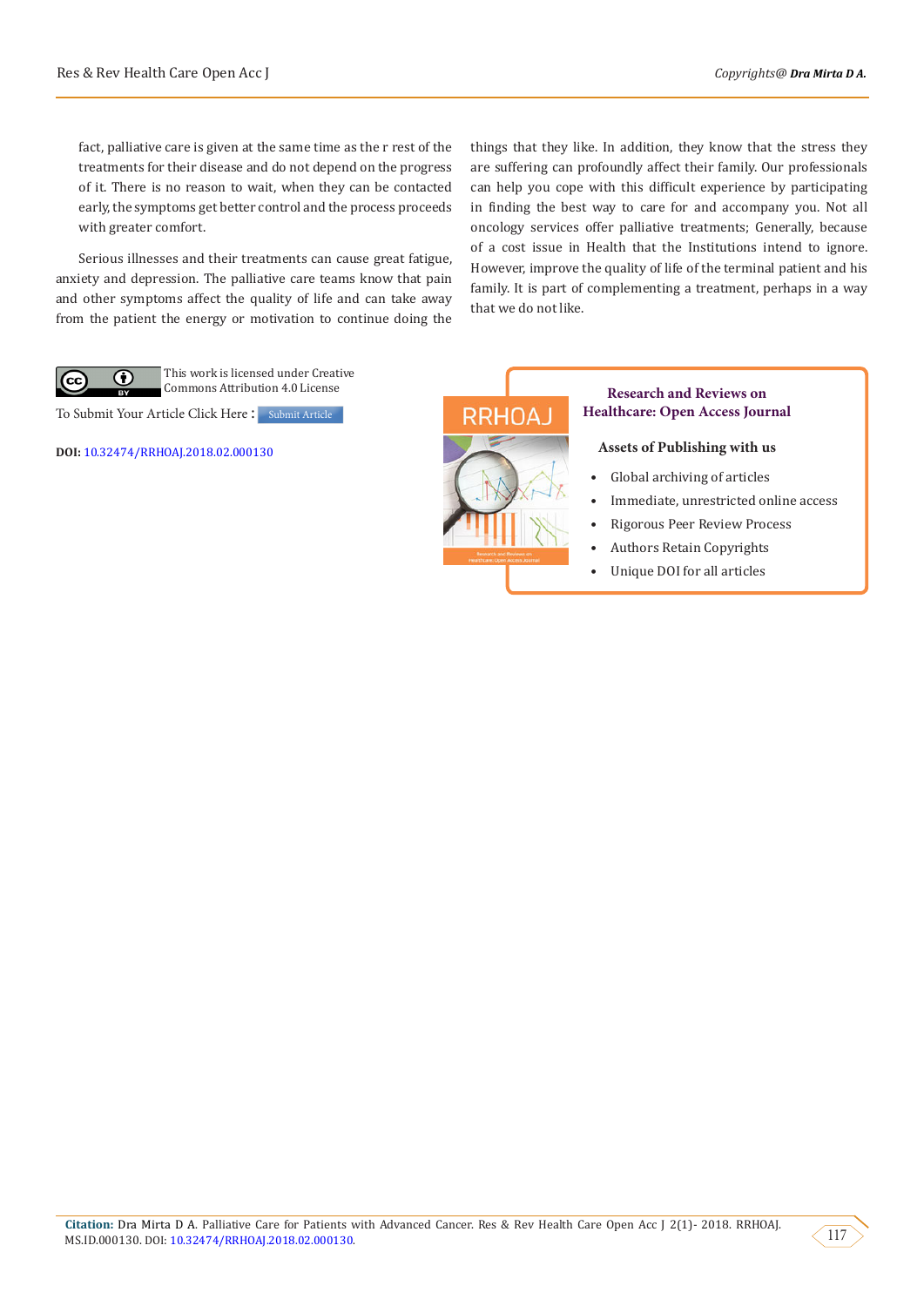fact, palliative care is given at the same time as the r rest of the treatments for their disease and do not depend on the progress of it. There is no reason to wait, when they can be contacted early, the symptoms get better control and the process proceeds with greater comfort.

Serious illnesses and their treatments can cause great fatigue, anxiety and depression. The palliative care teams know that pain and other symptoms affect the quality of life and can take away from the patient the energy or motivation to continue doing the things that they like. In addition, they know that the stress they are suffering can profoundly affect their family. Our professionals can help you cope with this difficult experience by participating in finding the best way to care for and accompany you. Not all oncology services offer palliative treatments; Generally, because of a cost issue in Health that the Institutions intend to ignore. However, improve the quality of life of the terminal patient and his family. It is part of complementing a treatment, perhaps in a way that we do not like.

This work is licensed under Creative Commons Attribution 4.0 License

To Submit Your Article Click Here : Submit Article

**DOI:** 10.32474/RRHOAJ.2018.02.000130

**Research and Reviews on Healthcare: Open Access Journal**

**Assets of Publishing with us**

- Global archiving of articles
- Immediate, unrestricted online access
- Rigorous Peer Review Process
- Authors Retain Copyrights
- Unique DOI for all articles

**Citation:** Dra Mirta D A. Palliative Care for Patients with Advanced Cancer. Res & Rev Health Care Open Acc J 2(1)- 2018. RRHOAJ. MS.ID.000130. DOI: 10.32474/RRHOAJ.2018.02.000130.